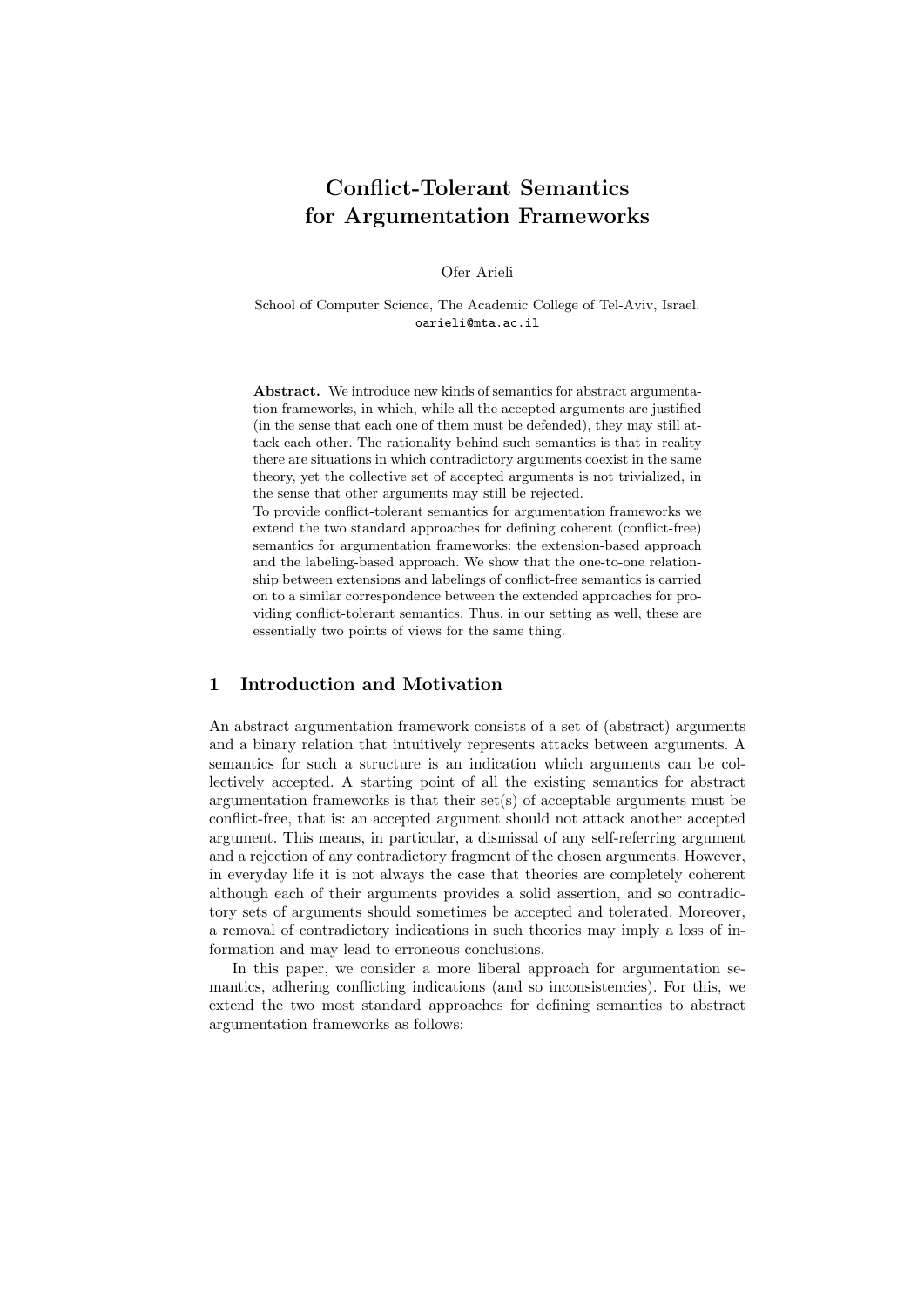# Conflict-Tolerant Semantics for Argumentation Frameworks

Ofer Arieli

School of Computer Science, The Academic College of Tel-Aviv, Israel.
oarieli@mta.ac.il

**Abstract.** We introduce new kinds of semantics for abstract argumentation frameworks, in which, while all the accepted arguments are justified (in the sense that each one of them must be defended), they may still attack each other. The rationality behind such semantics is that in reality there are situations in which contradictory arguments coexist in the same theory, yet the collective set of accepted arguments is not trivialized, in the sense that other arguments may still be rejected.

To provide conflict-tolerant semantics for argumentation frameworks we extend the two standard approaches for defining coherent (conflict-free) semantics for argumentation frameworks: the extension-based approach and the labeling-based approach. We show that the one-to-one relationship between extensions and labelings of conflict-free semantics is carried on to a similar correspondence between the extended approaches for providing conflict-tolerant semantics. Thus, in our setting as well, these are essentially two points of views for the same thing.

## 1 Introduction and Motivation

An abstract argumentation framework consists of a set of (abstract) arguments and a binary relation that intuitively represents attacks between arguments. A semantics for such a structure is an indication which arguments can be collectively accepted. A starting point of all the existing semantics for abstract argumentation frameworks is that their set(s) of acceptable arguments must be conflict-free, that is: an accepted argument should not attack another accepted argument. This means, in particular, a dismissal of any self-referring argument and a rejection of any contradictory fragment of the chosen arguments. However, in everyday life it is not always the case that theories are completely coherent although each of their arguments provides a solid assertion, and so contradictory sets of arguments should sometimes be accepted and tolerated. Moreover, a removal of contradictory indications in such theories may imply a loss of information and may lead to erroneous conclusions.

In this paper, we consider a more liberal approach for argumentation semantics, adhering conflicting indications (and so inconsistencies). For this, we extend the two most standard approaches for defining semantics to abstract argumentation frameworks as follows: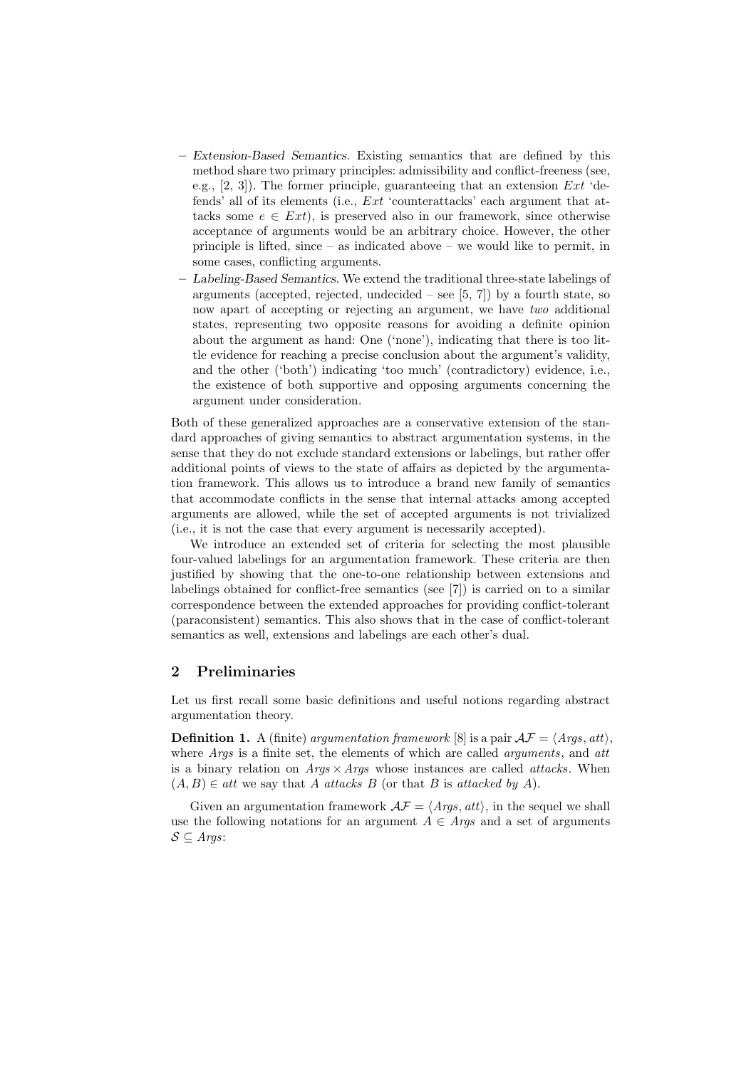– *Extension-Based Semantics.* Existing semantics that are defined by this method share two primary principles: admissibility and conflict-freeness (see, e.g., [2, 3]). The former principle, guaranteeing that an extension *Ext* 'defends' all of its elements (i.e., *Ext* 'counterattacks' each argument that attacks some $e \in Ext$), is preserved also in our framework, since otherwise acceptance of arguments would be an arbitrary choice. However, the other principle is lifted, since – as indicated above – we would like to permit, in some cases, conflicting arguments.

– *Labeling-Based Semantics.* We extend the traditional three-state labelings of arguments (accepted, rejected, undecided – see [5, 7]) by a fourth state, so now apart of accepting or rejecting an argument, we have *two* additional states, representing two opposite reasons for avoiding a definite opinion about the argument as hand: One ('none'), indicating that there is too little evidence for reaching a precise conclusion about the argument's validity, and the other ('both') indicating 'too much' (contradictory) evidence, i.e., the existence of both supportive and opposing arguments concerning the argument under consideration.

Both of these generalized approaches are a conservative extension of the standard approaches of giving semantics to abstract argumentation systems, in the sense that they do not exclude standard extensions or labelings, but rather offer additional points of views to the state of affairs as depicted by the argumentation framework. This allows us to introduce a brand new family of semantics that accommodate conflicts in the sense that internal attacks among accepted arguments are allowed, while the set of accepted arguments is not trivialized (i.e., it is not the case that every argument is necessarily accepted).

We introduce an extended set of criteria for selecting the most plausible four-valued labelings for an argumentation framework. These criteria are then justified by showing that the one-to-one relationship between extensions and labelings obtained for conflict-free semantics (see [7]) is carried on to a similar correspondence between the extended approaches for providing conflict-tolerant (paraconsistent) semantics. This also shows that in the case of conflict-tolerant semantics as well, extensions and labelings are each other's dual.

## 2 Preliminaries

Let us first recall some basic definitions and useful notions regarding abstract argumentation theory.

**Definition 1.** A (finite) *argumentation framework* [8] is a pair $\mathcal{AF} = \langle Args, att \rangle$, where *Args* is a finite set, the elements of which are called *arguments*, and *att* is a binary relation on $Args \times Args$ whose instances are called *attacks*. When $(A, B) \in att$ we say that *A attacks B* (or that *B* is *attacked by A*).

Given an argumentation framework $\mathcal{AF} = \langle Args, att \rangle$, in the sequel we shall use the following notations for an argument $A \in Args$ and a set of arguments $\mathcal{S} \subseteq Args$: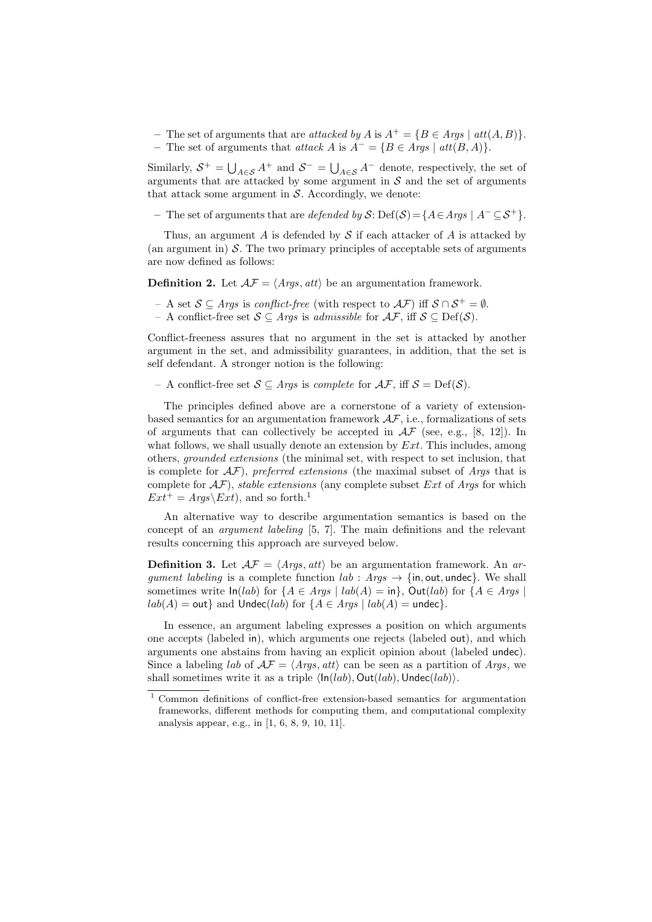– The set of arguments that are *attacked by* $A$ is $A^+ = \{B \in Args \mid att(A, B)\}$.
– The set of arguments that *attack* $A$ is $A^- = \{B \in Args \mid att(B, A)\}$.

Similarly, $\mathcal{S}^+ = \bigcup_{A \in \mathcal{S}} A^+$ and $\mathcal{S}^- = \bigcup_{A \in \mathcal{S}} A^-$ denote, respectively, the set of arguments that are attacked by some argument in $\mathcal{S}$ and the set of arguments that attack some argument in $\mathcal{S}$. Accordingly, we denote:

– The set of arguments that are *defended by* $\mathcal{S}$: $\mathrm{Def}(\mathcal{S}) = \{A \in Args \mid A^- \subseteq \mathcal{S}^+\}$.

Thus, an argument $A$ is defended by $\mathcal{S}$ if each attacker of $A$ is attacked by (an argument in) $\mathcal{S}$. The two primary principles of acceptable sets of arguments are now defined as follows:

**Definition 2.** Let $\mathcal{AF} = \langle Args, att \rangle$ be an argumentation framework.

– A set $\mathcal{S} \subseteq Args$ is *conflict-free* (with respect to $\mathcal{AF}$) iff $\mathcal{S} \cap \mathcal{S}^+ = \emptyset$.
– A conflict-free set $\mathcal{S} \subseteq Args$ is *admissible* for $\mathcal{AF}$, iff $\mathcal{S} \subseteq \mathrm{Def}(\mathcal{S})$.

Conflict-freeness assures that no argument in the set is attacked by another argument in the set, and admissibility guarantees, in addition, that the set is self defendant. A stronger notion is the following:

– A conflict-free set $\mathcal{S} \subseteq Args$ is *complete* for $\mathcal{AF}$, iff $\mathcal{S} = \mathrm{Def}(\mathcal{S})$.

The principles defined above are a cornerstone of a variety of extension-based semantics for an argumentation framework $\mathcal{AF}$, i.e., formalizations of sets of arguments that can collectively be accepted in $\mathcal{AF}$ (see, e.g., [8, 12]). In what follows, we shall usually denote an extension by $Ext$. This includes, among others, *grounded extensions* (the minimal set, with respect to set inclusion, that is complete for $\mathcal{AF}$), *preferred extensions* (the maximal subset of $Args$ that is complete for $\mathcal{AF}$), *stable extensions* (any complete subset $Ext$ of $Args$ for which $Ext^+ = Args \setminus Ext$), and so forth.[1]

An alternative way to describe argumentation semantics is based on the concept of an *argument labeling* [5, 7]. The main definitions and the relevant results concerning this approach are surveyed below.

**Definition 3.** Let $\mathcal{AF} = \langle Args, att \rangle$ be an argumentation framework. An *argument labeling* is a complete function $lab : Args \to \{\mathsf{in}, \mathsf{out}, \mathsf{undec}\}$. We shall sometimes write $\mathsf{In}(lab)$ for $\{A \in Args \mid lab(A) = \mathsf{in}\}$, $\mathsf{Out}(lab)$ for $\{A \in Args \mid lab(A) = \mathsf{out}\}$ and $\mathsf{Undec}(lab)$ for $\{A \in Args \mid lab(A) = \mathsf{undec}\}$.

In essence, an argument labeling expresses a position on which arguments one accepts (labeled in), which arguments one rejects (labeled out), and which arguments one abstains from having an explicit opinion about (labeled undec). Since a labeling $lab$ of $\mathcal{AF} = \langle Args, att \rangle$ can be seen as a partition of $Args$, we shall sometimes write it as a triple $\langle \mathsf{In}(lab), \mathsf{Out}(lab), \mathsf{Undec}(lab) \rangle$.

[1] Common definitions of conflict-free extension-based semantics for argumentation frameworks, different methods for computing them, and computational complexity analysis appear, e.g., in [1, 6, 8, 9, 10, 11].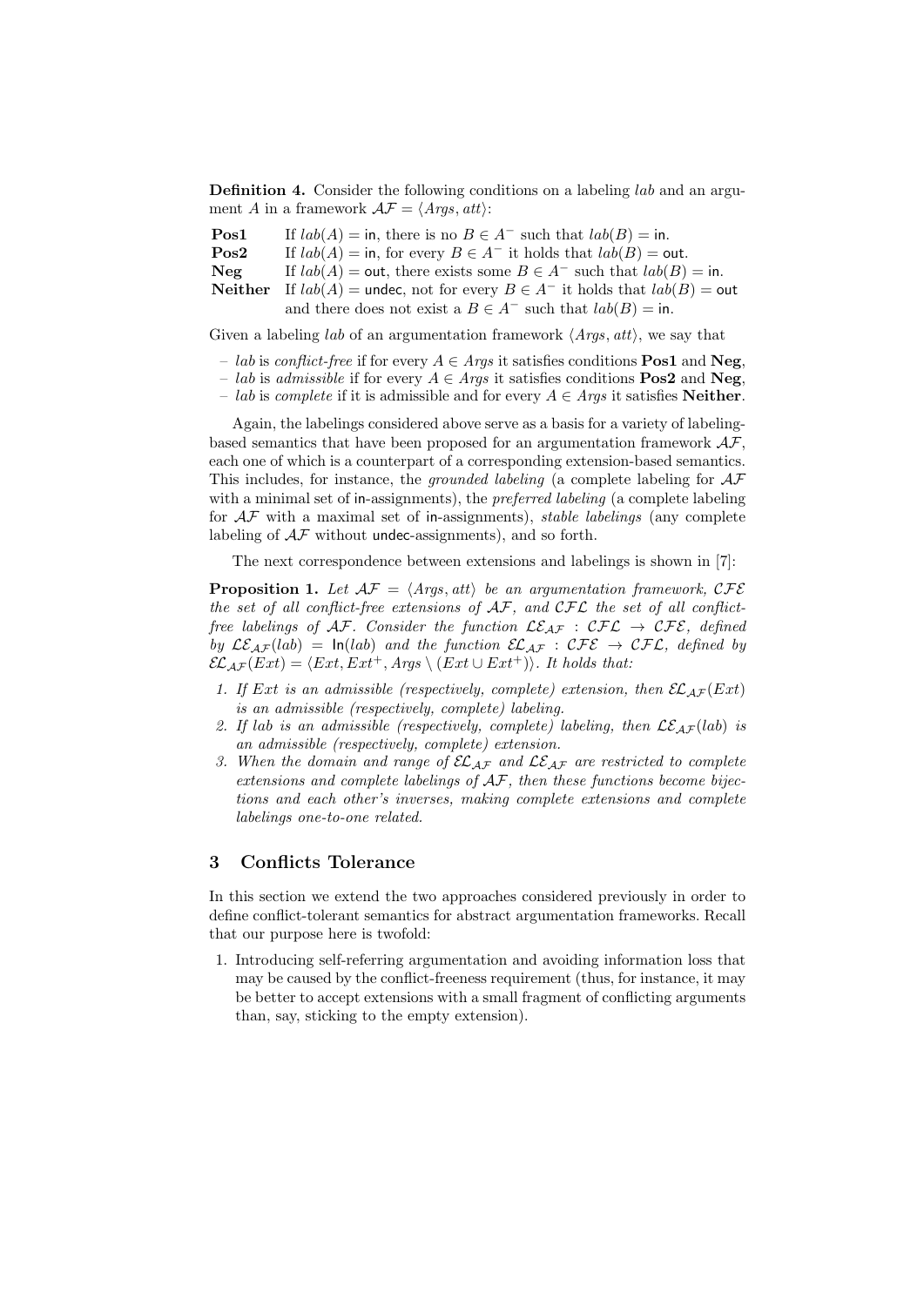**Definition 4.** Consider the following conditions on a labeling $lab$ and an argument $A$ in a framework $\mathcal{AF} = \langle Args, att \rangle$:

**Pos1** If $lab(A) = \mathsf{in}$, there is no $B \in A^-$ such that $lab(B) = \mathsf{in}$.
**Pos2** If $lab(A) = \mathsf{in}$, for every $B \in A^-$ it holds that $lab(B) = \mathsf{out}$.
**Neg** If $lab(A) = \mathsf{out}$, there exists some $B \in A^-$ such that $lab(B) = \mathsf{in}$.
**Neither** If $lab(A) = \mathsf{undec}$, not for every $B \in A^-$ it holds that $lab(B) = \mathsf{out}$ and there does not exist a $B \in A^-$ such that $lab(B) = \mathsf{in}$.

Given a labeling $lab$ of an argumentation framework $\langle Args, att \rangle$, we say that

- $lab$ is *conflict-free* if for every $A \in Args$ it satisfies conditions **Pos1** and **Neg**,
- $lab$ is *admissible* if for every $A \in Args$ it satisfies conditions **Pos2** and **Neg**,
- $lab$ is *complete* if it is admissible and for every $A \in Args$ it satisfies **Neither**.

Again, the labelings considered above serve as a basis for a variety of labeling-based semantics that have been proposed for an argumentation framework $\mathcal{AF}$, each one of which is a counterpart of a corresponding extension-based semantics. This includes, for instance, the *grounded labeling* (a complete labeling for $\mathcal{AF}$ with a minimal set of $\mathsf{in}$-assignments), the *preferred labeling* (a complete labeling for $\mathcal{AF}$ with a maximal set of $\mathsf{in}$-assignments), *stable labelings* (any complete labeling of $\mathcal{AF}$ without $\mathsf{undec}$-assignments), and so forth.

The next correspondence between extensions and labelings is shown in [7]:

**Proposition 1.** *Let $\mathcal{AF} = \langle Args, att \rangle$ be an argumentation framework, $\mathcal{CFE}$ the set of all conflict-free extensions of $\mathcal{AF}$, and $\mathcal{CFL}$ the set of all conflict-free labelings of $\mathcal{AF}$. Consider the function $\mathcal{LE}_{\mathcal{AF}} : \mathcal{CFL} \to \mathcal{CFE}$, defined by $\mathcal{LE}_{\mathcal{AF}}(lab) = \mathsf{In}(lab)$ and the function $\mathcal{EL}_{\mathcal{AF}} : \mathcal{CFE} \to \mathcal{CFL}$, defined by $\mathcal{EL}_{\mathcal{AF}}(Ext) = \langle Ext, Ext^+, Args \setminus (Ext \cup Ext^+) \rangle$. It holds that:*

1. *If $Ext$ is an admissible (respectively, complete) extension, then $\mathcal{EL}_{\mathcal{AF}}(Ext)$ is an admissible (respectively, complete) labeling.*
2. *If $lab$ is an admissible (respectively, complete) labeling, then $\mathcal{LE}_{\mathcal{AF}}(lab)$ is an admissible (respectively, complete) extension.*
3. *When the domain and range of $\mathcal{EL}_{\mathcal{AF}}$ and $\mathcal{LE}_{\mathcal{AF}}$ are restricted to complete extensions and complete labelings of $\mathcal{AF}$, then these functions become bijections and each other's inverses, making complete extensions and complete labelings one-to-one related.*

## 3 Conflicts Tolerance

In this section we extend the two approaches considered previously in order to define conflict-tolerant semantics for abstract argumentation frameworks. Recall that our purpose here is twofold:

1. Introducing self-referring argumentation and avoiding information loss that may be caused by the conflict-freeness requirement (thus, for instance, it may be better to accept extensions with a small fragment of conflicting arguments than, say, sticking to the empty extension).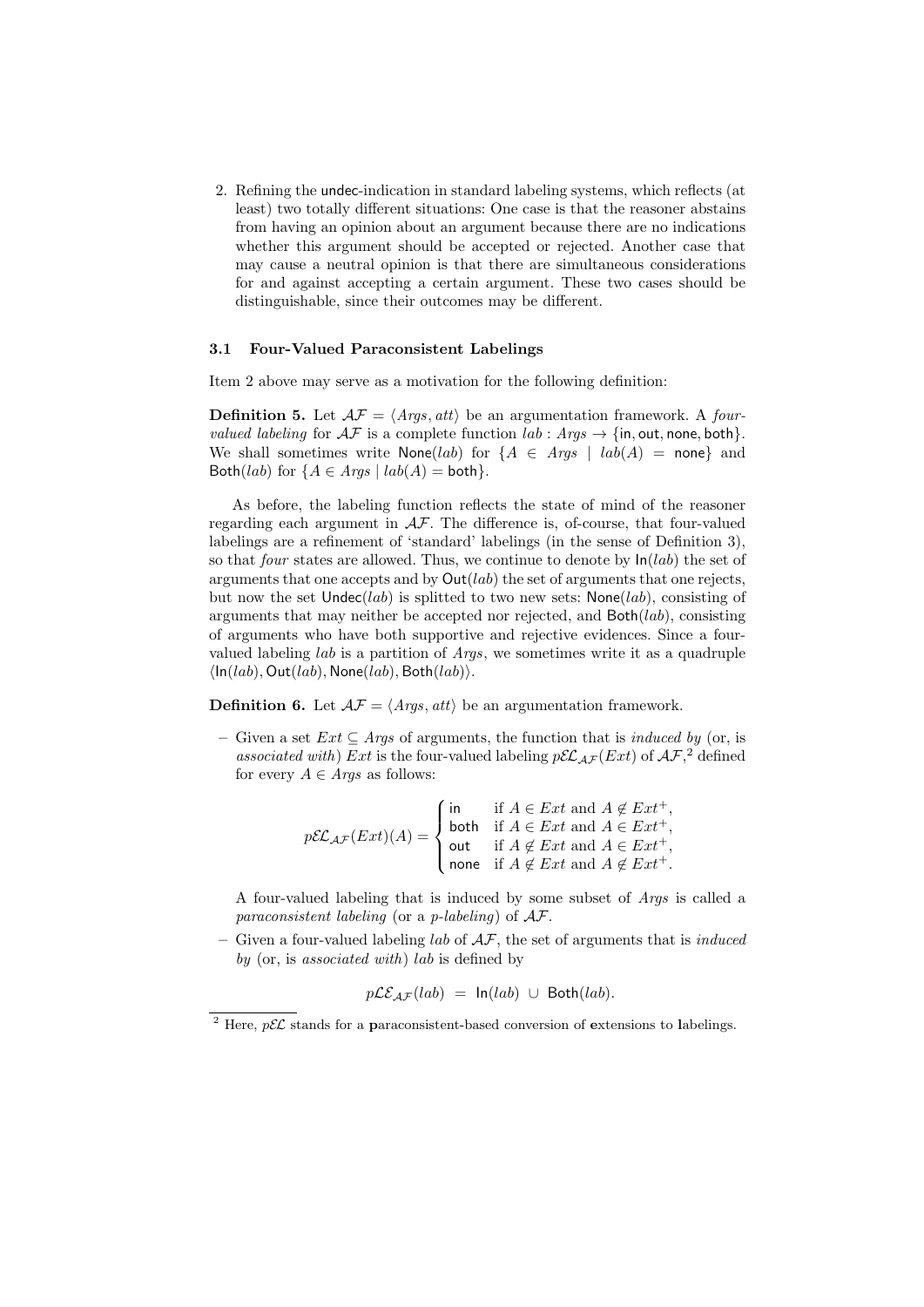2. Refining the undec-indication in standard labeling systems, which reflects (at least) two totally different situations: One case is that the reasoner abstains from having an opinion about an argument because there are no indications whether this argument should be accepted or rejected. Another case that may cause a neutral opinion is that there are simultaneous considerations for and against accepting a certain argument. These two cases should be distinguishable, since their outcomes may be different.

### 3.1 Four-Valued Paraconsistent Labelings

Item 2 above may serve as a motivation for the following definition:

**Definition 5.** Let $\mathcal{AF} = \langle Args, att \rangle$ be an argumentation framework. A *four-valued labeling* for $\mathcal{AF}$ is a complete function $lab : Args \to \{\mathsf{in}, \mathsf{out}, \mathsf{none}, \mathsf{both}\}$. We shall sometimes write $\mathsf{None}(lab)$ for $\{A \in Args \mid lab(A) = \mathsf{none}\}$ and $\mathsf{Both}(lab)$ for $\{A \in Args \mid lab(A) = \mathsf{both}\}$.

As before, the labeling function reflects the state of mind of the reasoner regarding each argument in $\mathcal{AF}$. The difference is, of-course, that four-valued labelings are a refinement of 'standard' labelings (in the sense of Definition 3), so that *four* states are allowed. Thus, we continue to denote by $\mathsf{In}(lab)$ the set of arguments that one accepts and by $\mathsf{Out}(lab)$ the set of arguments that one rejects, but now the set $\mathsf{Undec}(lab)$ is splitted to two new sets: $\mathsf{None}(lab)$, consisting of arguments that may neither be accepted nor rejected, and $\mathsf{Both}(lab)$, consisting of arguments who have both supportive and rejective evidences. Since a four-valued labeling $lab$ is a partition of $Args$, we sometimes write it as a quadruple $\langle \mathsf{In}(lab), \mathsf{Out}(lab), \mathsf{None}(lab), \mathsf{Both}(lab) \rangle$.

**Definition 6.** Let $\mathcal{AF} = \langle Args, att \rangle$ be an argumentation framework.

– Given a set $Ext \subseteq Args$ of arguments, the function that is *induced by* (or, is *associated with*) $Ext$ is the four-valued labeling $p\mathcal{EL}_{\mathcal{AF}}(Ext)$ of $\mathcal{AF}$,[2] defined for every $A \in Args$ as follows:

$$p\mathcal{EL}_{\mathcal{AF}}(Ext)(A) = \begin{cases} \mathsf{in} & \text{if } A \in Ext \text{ and } A \notin Ext^+, \\ \mathsf{both} & \text{if } A \in Ext \text{ and } A \in Ext^+, \\ \mathsf{out} & \text{if } A \notin Ext \text{ and } A \in Ext^+, \\ \mathsf{none} & \text{if } A \notin Ext \text{ and } A \notin Ext^+. \end{cases}$$

A four-valued labeling that is induced by some subset of $Args$ is called a *paraconsistent labeling* (or a *p-labeling*) of $\mathcal{AF}$.

– Given a four-valued labeling $lab$ of $\mathcal{AF}$, the set of arguments that is *induced by* (or, is *associated with*) $lab$ is defined by

$$p\mathcal{LE}_{\mathcal{AF}}(lab) = \mathsf{In}(lab) \cup \mathsf{Both}(lab).$$

[2] Here, $p\mathcal{EL}$ stands for a **p**araconsistent-based conversion of **e**xtensions to **l**abelings.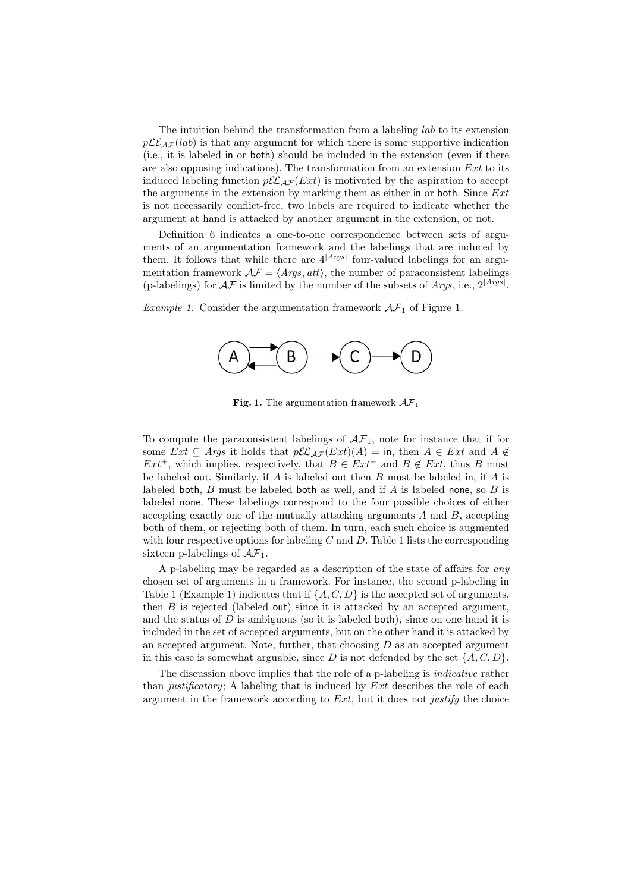The intuition behind the transformation from a labeling $lab$ to its extension $p\mathcal{LE}_{\mathcal{AF}}(lab)$ is that any argument for which there is some supportive indication (i.e., it is labeled in or both) should be included in the extension (even if there are also opposing indications). The transformation from an extension $Ext$ to its induced labeling function $p\mathcal{EL}_{\mathcal{AF}}(Ext)$ is motivated by the aspiration to accept the arguments in the extension by marking them as either in or both. Since $Ext$ is not necessarily conflict-free, two labels are required to indicate whether the argument at hand is attacked by another argument in the extension, or not.

Definition 6 indicates a one-to-one correspondence between sets of arguments of an argumentation framework and the labelings that are induced by them. It follows that while there are $4^{|Args|}$ four-valued labelings for an argumentation framework $\mathcal{AF} = \langle Args, att\rangle$, the number of paraconsistent labelings (p-labelings) for $\mathcal{AF}$ is limited by the number of the subsets of $Args$, i.e., $2^{|Args|}$.

*Example 1.* Consider the argumentation framework $\mathcal{AF}_1$ of Figure 1.

**Fig. 1.** The argumentation framework $\mathcal{AF}_1$

To compute the paraconsistent labelings of $\mathcal{AF}_1$, note for instance that if for some $Ext \subseteq Args$ it holds that $p\mathcal{EL}_{\mathcal{AF}}(Ext)(A) = \mathsf{in}$, then $A \in Ext$ and $A \notin Ext^+$, which implies, respectively, that $B \in Ext^+$ and $B \notin Ext$, thus $B$ must be labeled out. Similarly, if $A$ is labeled out then $B$ must be labeled in, if $A$ is labeled both, $B$ must be labeled both as well, and if $A$ is labeled none, so $B$ is labeled none. These labelings correspond to the four possible choices of either accepting exactly one of the mutually attacking arguments $A$ and $B$, accepting both of them, or rejecting both of them. In turn, each such choice is augmented with four respective options for labeling $C$ and $D$. Table 1 lists the corresponding sixteen p-labelings of $\mathcal{AF}_1$.

A p-labeling may be regarded as a description of the state of affairs for *any* chosen set of arguments in a framework. For instance, the second p-labeling in Table 1 (Example 1) indicates that if $\{A, C, D\}$ is the accepted set of arguments, then $B$ is rejected (labeled out) since it is attacked by an accepted argument, and the status of $D$ is ambiguous (so it is labeled both), since on one hand it is included in the set of accepted arguments, but on the other hand it is attacked by an accepted argument. Note, further, that choosing $D$ as an accepted argument in this case is somewhat arguable, since $D$ is not defended by the set $\{A, C, D\}$.

The discussion above implies that the role of a p-labeling is *indicative* rather than *justificatory*; A labeling that is induced by $Ext$ describes the role of each argument in the framework according to $Ext$, but it does not *justify* the choice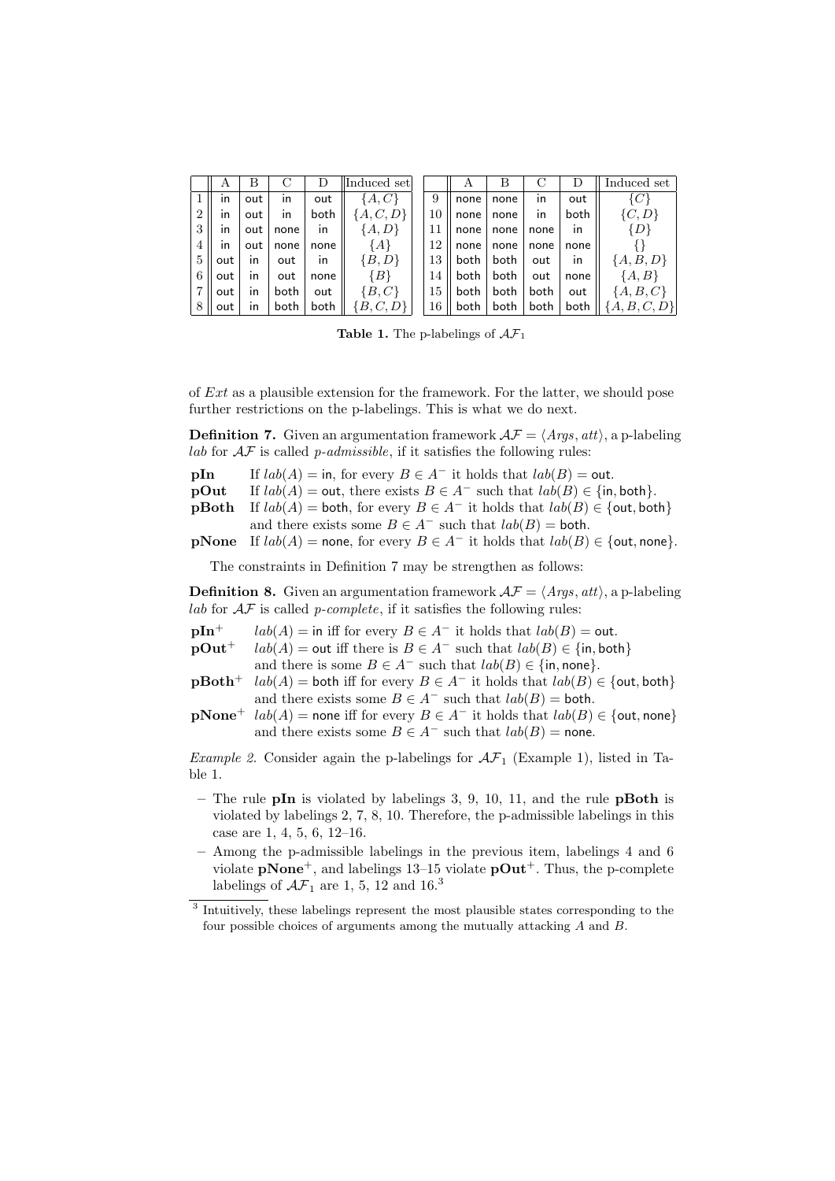|   | A | B | C | D | Induced set |   | A | B | C | D | Induced set |
|---|---|---|---|---|---|---|---|---|---|---|---|
| 1 | in | out | in | out | $\{A, C\}$ | 9 | none | none | in | out | $\{C\}$ |
| 2 | in | out | in | both | $\{A, C, D\}$ | 10 | none | none | in | both | $\{C, D\}$ |
| 3 | in | out | none | in | $\{A, D\}$ | 11 | none | none | none | in | $\{D\}$ |
| 4 | in | out | none | none | $\{A\}$ | 12 | none | none | none | none | $\{\}$ |
| 5 | out | in | out | in | $\{B, D\}$ | 13 | both | both | out | in | $\{A, B, D\}$ |
| 6 | out | in | out | none | $\{B\}$ | 14 | both | both | out | none | $\{A, B\}$ |
| 7 | out | in | both | out | $\{B, C\}$ | 15 | both | both | both | out | $\{A, B, C\}$ |
| 8 | out | in | both | both | $\{B, C, D\}$ | 16 | both | both | both | both | $\{A, B, C, D\}$ |

**Table 1.** The p-labelings of $\mathcal{AF}_1$

of $Ext$ as a plausible extension for the framework. For the latter, we should pose further restrictions on the p-labelings. This is what we do next.

**Definition 7.** Given an argumentation framework $\mathcal{AF} = \langle Args, att \rangle$, a p-labeling $lab$ for $\mathcal{AF}$ is called *p-admissible*, if it satisfies the following rules:

- **pIn** If $lab(A) = \mathsf{in}$, for every $B \in A^-$ it holds that $lab(B) = \mathsf{out}$.
- **pOut** If $lab(A) = \mathsf{out}$, there exists $B \in A^-$ such that $lab(B) \in \{\mathsf{in}, \mathsf{both}\}$.
- **pBoth** If $lab(A) = \mathsf{both}$, for every $B \in A^-$ it holds that $lab(B) \in \{\mathsf{out}, \mathsf{both}\}$ and there exists some $B \in A^-$ such that $lab(B) = \mathsf{both}$.
- **pNone** If $lab(A) = \mathsf{none}$, for every $B \in A^-$ it holds that $lab(B) \in \{\mathsf{out}, \mathsf{none}\}$.

The constraints in Definition 7 may be strengthen as follows:

**Definition 8.** Given an argumentation framework $\mathcal{AF} = \langle Args, att \rangle$, a p-labeling $lab$ for $\mathcal{AF}$ is called *p-complete*, if it satisfies the following rules:

- **pIn$^+$** $lab(A) = \mathsf{in}$ iff for every $B \in A^-$ it holds that $lab(B) = \mathsf{out}$.
- **pOut$^+$** $lab(A) = \mathsf{out}$ iff there is $B \in A^-$ such that $lab(B) \in \{\mathsf{in}, \mathsf{both}\}$ and there is some $B \in A^-$ such that $lab(B) \in \{\mathsf{in}, \mathsf{none}\}$.
- **pBoth$^+$** $lab(A) = \mathsf{both}$ iff for every $B \in A^-$ it holds that $lab(B) \in \{\mathsf{out}, \mathsf{both}\}$ and there exists some $B \in A^-$ such that $lab(B) = \mathsf{both}$.
- **pNone$^+$** $lab(A) = \mathsf{none}$ iff for every $B \in A^-$ it holds that $lab(B) \in \{\mathsf{out}, \mathsf{none}\}$ and there exists some $B \in A^-$ such that $lab(B) = \mathsf{none}$.

*Example 2.* Consider again the p-labelings for $\mathcal{AF}_1$ (Example 1), listed in Table 1.

- The rule **pIn** is violated by labelings 3, 9, 10, 11, and the rule **pBoth** is violated by labelings 2, 7, 8, 10. Therefore, the p-admissible labelings in this case are 1, 4, 5, 6, 12–16.
- Among the p-admissible labelings in the previous item, labelings 4 and 6 violate **pNone$^+$**, and labelings 13–15 violate **pOut$^+$**. Thus, the p-complete labelings of $\mathcal{AF}_1$ are 1, 5, 12 and 16.[3]

[3] Intuitively, these labelings represent the most plausible states corresponding to the four possible choices of arguments among the mutually attacking $A$ and $B$.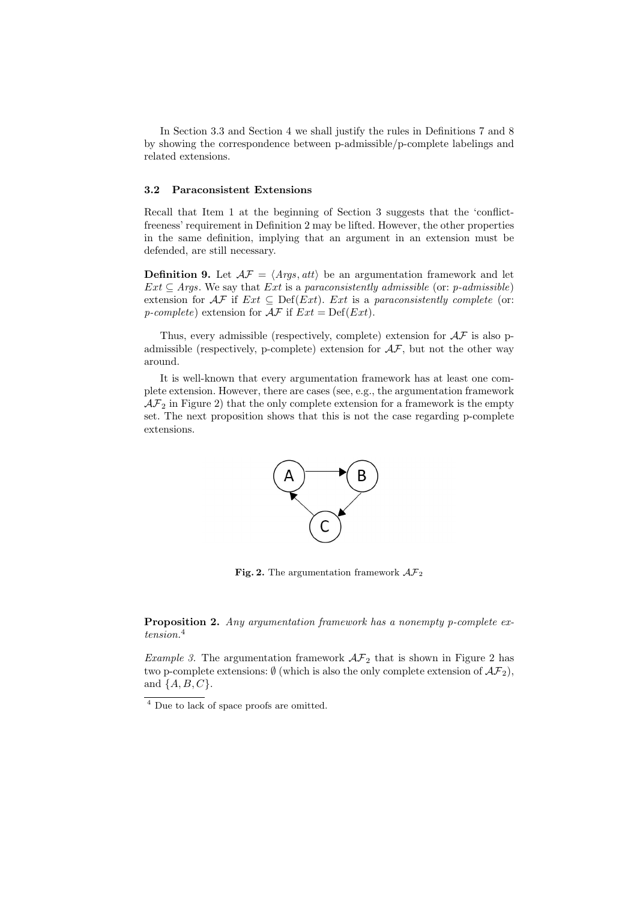In Section 3.3 and Section 4 we shall justify the rules in Definitions 7 and 8 by showing the correspondence between p-admissible/p-complete labelings and related extensions.

### 3.2 Paraconsistent Extensions

Recall that Item 1 at the beginning of Section 3 suggests that the 'conflict-freeness' requirement in Definition 2 may be lifted. However, the other properties in the same definition, implying that an argument in an extension must be defended, are still necessary.

**Definition 9.** Let $\mathcal{AF} = \langle Args, att \rangle$ be an argumentation framework and let $Ext \subseteq Args$. We say that $Ext$ is a *paraconsistently admissible* (or: *p-admissible*) extension for $\mathcal{AF}$ if $Ext \subseteq \mathrm{Def}(Ext)$. $Ext$ is a *paraconsistently complete* (or: *p-complete*) extension for $\mathcal{AF}$ if $Ext = \mathrm{Def}(Ext)$.

Thus, every admissible (respectively, complete) extension for $\mathcal{AF}$ is also p-admissible (respectively, p-complete) extension for $\mathcal{AF}$, but not the other way around.

It is well-known that every argumentation framework has at least one complete extension. However, there are cases (see, e.g., the argumentation framework $\mathcal{AF}_2$ in Figure 2) that the only complete extension for a framework is the empty set. The next proposition shows that this is not the case regarding p-complete extensions.

**Fig. 2.** The argumentation framework $\mathcal{AF}_2$

**Proposition 2.** *Any argumentation framework has a nonempty p-complete extension.*[4]

*Example 3.* The argumentation framework $\mathcal{AF}_2$ that is shown in Figure 2 has two p-complete extensions: $\emptyset$ (which is also the only complete extension of $\mathcal{AF}_2$), and $\{A, B, C\}$.

[4] Due to lack of space proofs are omitted.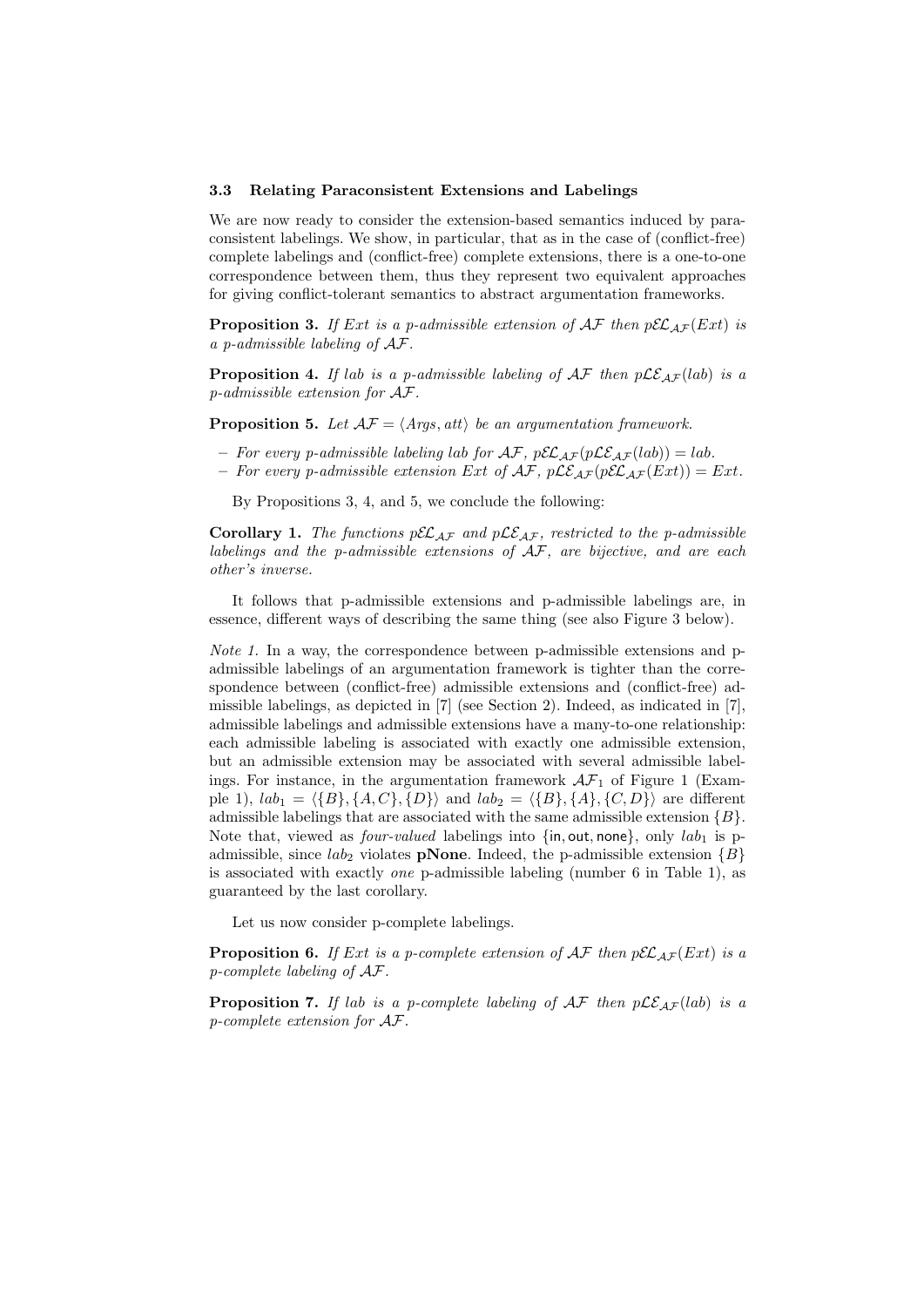### 3.3 Relating Paraconsistent Extensions and Labelings

We are now ready to consider the extension-based semantics induced by paraconsistent labelings. We show, in particular, that as in the case of (conflict-free) complete labelings and (conflict-free) complete extensions, there is a one-to-one correspondence between them, thus they represent two equivalent approaches for giving conflict-tolerant semantics to abstract argumentation frameworks.

**Proposition 3.** *If $Ext$ is a p-admissible extension of $\mathcal{AF}$ then $p\mathcal{EL}_{\mathcal{AF}}(Ext)$ is a p-admissible labeling of $\mathcal{AF}$.*

**Proposition 4.** *If $lab$ is a p-admissible labeling of $\mathcal{AF}$ then $p\mathcal{LE}_{\mathcal{AF}}(lab)$ is a p-admissible extension for $\mathcal{AF}$.*

**Proposition 5.** *Let $\mathcal{AF} = \langle Args, att \rangle$ be an argumentation framework.*

- *For every p-admissible labeling $lab$ for $\mathcal{AF}$, $p\mathcal{EL}_{\mathcal{AF}}(p\mathcal{LE}_{\mathcal{AF}}(lab)) = lab$.*
- *For every p-admissible extension $Ext$ of $\mathcal{AF}$, $p\mathcal{LE}_{\mathcal{AF}}(p\mathcal{EL}_{\mathcal{AF}}(Ext)) = Ext$.*

By Propositions 3, 4, and 5, we conclude the following:

**Corollary 1.** *The functions $p\mathcal{EL}_{\mathcal{AF}}$ and $p\mathcal{LE}_{\mathcal{AF}}$, restricted to the p-admissible labelings and the p-admissible extensions of $\mathcal{AF}$, are bijective, and are each other's inverse.*

It follows that p-admissible extensions and p-admissible labelings are, in essence, different ways of describing the same thing (see also Figure 3 below).

*Note 1.* In a way, the correspondence between p-admissible extensions and p-admissible labelings of an argumentation framework is tighter than the correspondence between (conflict-free) admissible extensions and (conflict-free) admissible labelings, as depicted in [7] (see Section 2). Indeed, as indicated in [7], admissible labelings and admissible extensions have a many-to-one relationship: each admissible labeling is associated with exactly one admissible extension, but an admissible extension may be associated with several admissible labelings. For instance, in the argumentation framework $\mathcal{AF}_1$ of Figure 1 (Example 1), $lab_1 = \langle \{B\}, \{A, C\}, \{D\} \rangle$ and $lab_2 = \langle \{B\}, \{A\}, \{C, D\} \rangle$ are different admissible labelings that are associated with the same admissible extension $\{B\}$. Note that, viewed as *four-valued* labelings into $\{\mathsf{in}, \mathsf{out}, \mathsf{none}\}$, only $lab_1$ is p-admissible, since $lab_2$ violates **pNone**. Indeed, the p-admissible extension $\{B\}$ is associated with exactly *one* p-admissible labeling (number 6 in Table 1), as guaranteed by the last corollary.

Let us now consider p-complete labelings.

**Proposition 6.** *If $Ext$ is a p-complete extension of $\mathcal{AF}$ then $p\mathcal{EL}_{\mathcal{AF}}(Ext)$ is a p-complete labeling of $\mathcal{AF}$.*

**Proposition 7.** *If $lab$ is a p-complete labeling of $\mathcal{AF}$ then $p\mathcal{LE}_{\mathcal{AF}}(lab)$ is a p-complete extension for $\mathcal{AF}$.*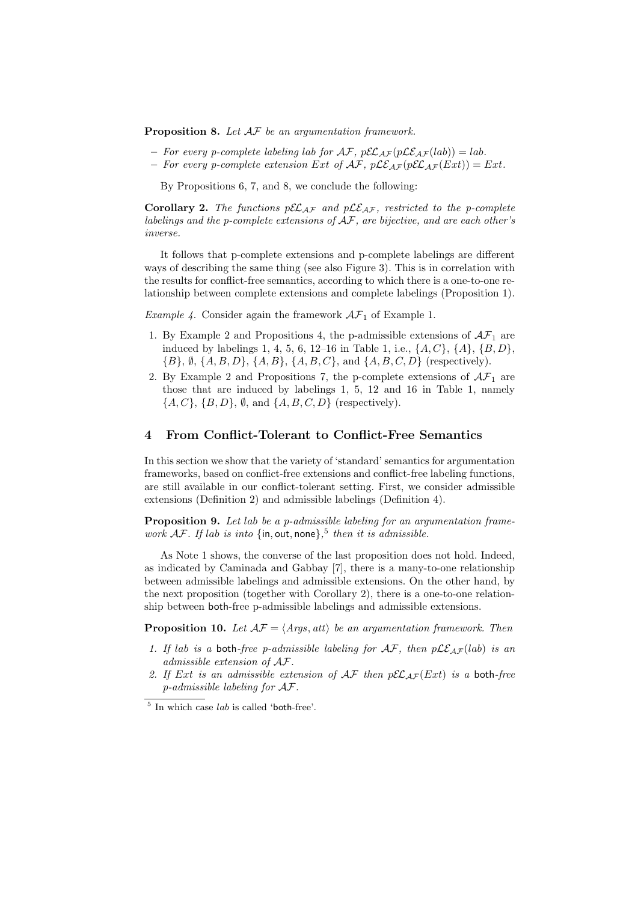**Proposition 8.** *Let $\mathcal{AF}$ be an argumentation framework.*

- *For every p-complete labeling lab for $\mathcal{AF}$, $p\mathcal{EL}_{\mathcal{AF}}(p\mathcal{LE}_{\mathcal{AF}}(lab)) = lab$.*
- *For every p-complete extension Ext of $\mathcal{AF}$, $p\mathcal{LE}_{\mathcal{AF}}(p\mathcal{EL}_{\mathcal{AF}}(Ext)) = Ext$.*

By Propositions 6, 7, and 8, we conclude the following:

**Corollary 2.** *The functions $p\mathcal{EL}_{\mathcal{AF}}$ and $p\mathcal{LE}_{\mathcal{AF}}$, restricted to the p-complete labelings and the p-complete extensions of $\mathcal{AF}$, are bijective, and are each other's inverse.*

It follows that p-complete extensions and p-complete labelings are different ways of describing the same thing (see also Figure 3). This is in correlation with the results for conflict-free semantics, according to which there is a one-to-one relationship between complete extensions and complete labelings (Proposition 1).

*Example 4.* Consider again the framework $\mathcal{AF}_1$ of Example 1.

1. By Example 2 and Propositions 4, the p-admissible extensions of $\mathcal{AF}_1$ are induced by labelings 1, 4, 5, 6, 12–16 in Table 1, i.e., $\{A, C\}$, $\{A\}$, $\{B, D\}$, $\{B\}$, $\emptyset$, $\{A, B, D\}$, $\{A, B\}$, $\{A, B, C\}$, and $\{A, B, C, D\}$ (respectively).
2. By Example 2 and Propositions 7, the p-complete extensions of $\mathcal{AF}_1$ are those that are induced by labelings 1, 5, 12 and 16 in Table 1, namely $\{A, C\}$, $\{B, D\}$, $\emptyset$, and $\{A, B, C, D\}$ (respectively).

## 4 From Conflict-Tolerant to Conflict-Free Semantics

In this section we show that the variety of 'standard' semantics for argumentation frameworks, based on conflict-free extensions and conflict-free labeling functions, are still available in our conflict-tolerant setting. First, we consider admissible extensions (Definition 2) and admissible labelings (Definition 4).

**Proposition 9.** *Let lab be a p-admissible labeling for an argumentation framework $\mathcal{AF}$. If lab is into* {in, out, none},[5] *then it is admissible.*

As Note 1 shows, the converse of the last proposition does not hold. Indeed, as indicated by Caminada and Gabbay [7], there is a many-to-one relationship between admissible labelings and admissible extensions. On the other hand, by the next proposition (together with Corollary 2), there is a one-to-one relationship between both-free p-admissible labelings and admissible extensions.

**Proposition 10.** *Let $\mathcal{AF} = \langle Args, att \rangle$ be an argumentation framework. Then*

1. *If lab is a both-free p-admissible labeling for $\mathcal{AF}$, then $p\mathcal{LE}_{\mathcal{AF}}(lab)$ is an admissible extension of $\mathcal{AF}$.*
2. *If Ext is an admissible extension of $\mathcal{AF}$ then $p\mathcal{EL}_{\mathcal{AF}}(Ext)$ is a both-free p-admissible labeling for $\mathcal{AF}$.*

[5] In which case *lab* is called 'both-free'.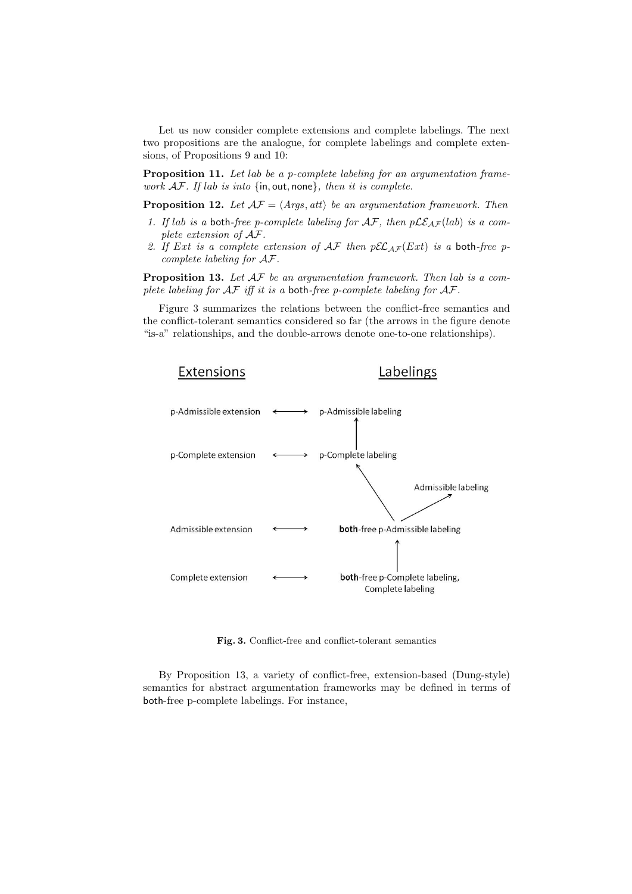Let us now consider complete extensions and complete labelings. The next two propositions are the analogue, for complete labelings and complete extensions, of Propositions 9 and 10:

**Proposition 11.** *Let lab be a p-complete labeling for an argumentation framework $\mathcal{AF}$. If lab is into* {in, out, none}*, then it is complete.*

**Proposition 12.** *Let $\mathcal{AF} = \langle Args, att \rangle$ be an argumentation framework. Then*

1. *If lab is a* both*-free p-complete labeling for $\mathcal{AF}$, then $p\mathcal{LE}_{\mathcal{AF}}(lab)$ is a complete extension of $\mathcal{AF}$.*
2. *If Ext is a complete extension of $\mathcal{AF}$ then $p\mathcal{EL}_{\mathcal{AF}}(Ext)$ is a* both*-free p-complete labeling for $\mathcal{AF}$.*

**Proposition 13.** *Let $\mathcal{AF}$ be an argumentation framework. Then lab is a complete labeling for $\mathcal{AF}$ iff it is a* both*-free p-complete labeling for $\mathcal{AF}$.*

Figure 3 summarizes the relations between the conflict-free semantics and the conflict-tolerant semantics considered so far (the arrows in the figure denote "is-a" relationships, and the double-arrows denote one-to-one relationships).

**Fig. 3.** Conflict-free and conflict-tolerant semantics

By Proposition 13, a variety of conflict-free, extension-based (Dung-style) semantics for abstract argumentation frameworks may be defined in terms of both-free p-complete labelings. For instance,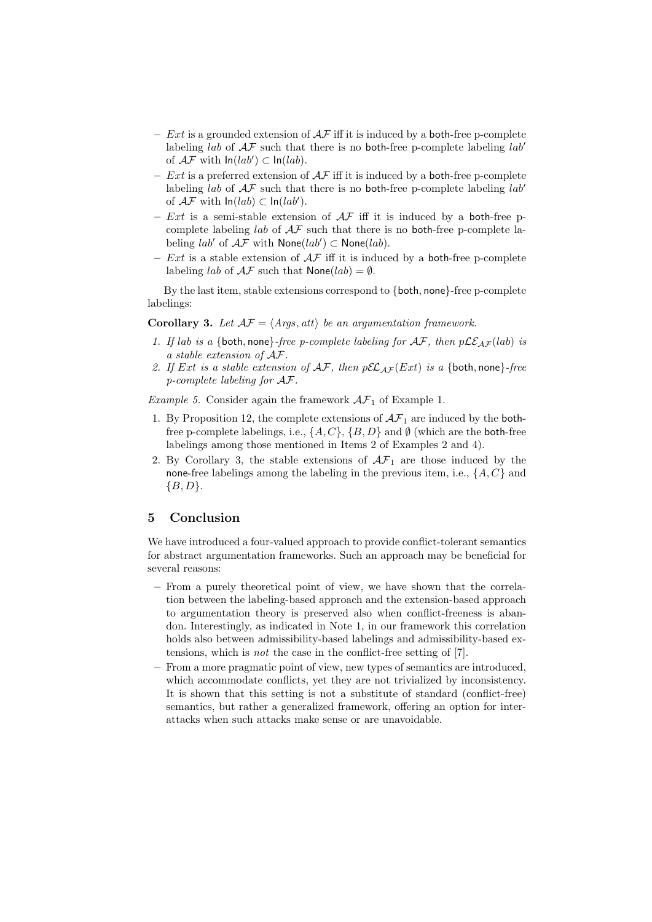- $Ext$ is a grounded extension of $\mathcal{AF}$ iff it is induced by a both-free p-complete labeling $lab$ of $\mathcal{AF}$ such that there is no both-free p-complete labeling $lab'$ of $\mathcal{AF}$ with $\mathsf{In}(lab') \subset \mathsf{In}(lab)$.
- $Ext$ is a preferred extension of $\mathcal{AF}$ iff it is induced by a both-free p-complete labeling $lab$ of $\mathcal{AF}$ such that there is no both-free p-complete labeling $lab'$ of $\mathcal{AF}$ with $\mathsf{In}(lab) \subset \mathsf{In}(lab')$.
- $Ext$ is a semi-stable extension of $\mathcal{AF}$ iff it is induced by a both-free p-complete labeling $lab$ of $\mathcal{AF}$ such that there is no both-free p-complete labeling $lab'$ of $\mathcal{AF}$ with $\mathsf{None}(lab') \subset \mathsf{None}(lab)$.
- $Ext$ is a stable extension of $\mathcal{AF}$ iff it is induced by a both-free p-complete labeling $lab$ of $\mathcal{AF}$ such that $\mathsf{None}(lab) = \emptyset$.

By the last item, stable extensions correspond to {both, none}-free p-complete labelings:

**Corollary 3.** *Let $\mathcal{AF} = \langle Args, att \rangle$ be an argumentation framework.*

1. *If $lab$ is a {both, none}-free p-complete labeling for $\mathcal{AF}$, then $p\mathcal{LE}_{\mathcal{AF}}(lab)$ is a stable extension of $\mathcal{AF}$.*
2. *If $Ext$ is a stable extension of $\mathcal{AF}$, then $p\mathcal{EL}_{\mathcal{AF}}(Ext)$ is a {both, none}-free p-complete labeling for $\mathcal{AF}$.*

*Example 5.* Consider again the framework $\mathcal{AF}_1$ of Example 1.

1. By Proposition 12, the complete extensions of $\mathcal{AF}_1$ are induced by the both-free p-complete labelings, i.e., $\{A, C\}$, $\{B, D\}$ and $\emptyset$ (which are the both-free labelings among those mentioned in Items 2 of Examples 2 and 4).
2. By Corollary 3, the stable extensions of $\mathcal{AF}_1$ are those induced by the none-free labelings among the labeling in the previous item, i.e., $\{A, C\}$ and $\{B, D\}$.

## 5 Conclusion

We have introduced a four-valued approach to provide conflict-tolerant semantics for abstract argumentation frameworks. Such an approach may be beneficial for several reasons:

- From a purely theoretical point of view, we have shown that the correlation between the labeling-based approach and the extension-based approach to argumentation theory is preserved also when conflict-freeness is abandon. Interestingly, as indicated in Note 1, in our framework this correlation holds also between admissibility-based labelings and admissibility-based extensions, which is *not* the case in the conflict-free setting of [7].
- From a more pragmatic point of view, new types of semantics are introduced, which accommodate conflicts, yet they are not trivialized by inconsistency. It is shown that this setting is not a substitute of standard (conflict-free) semantics, but rather a generalized framework, offering an option for inter-attacks when such attacks make sense or are unavoidable.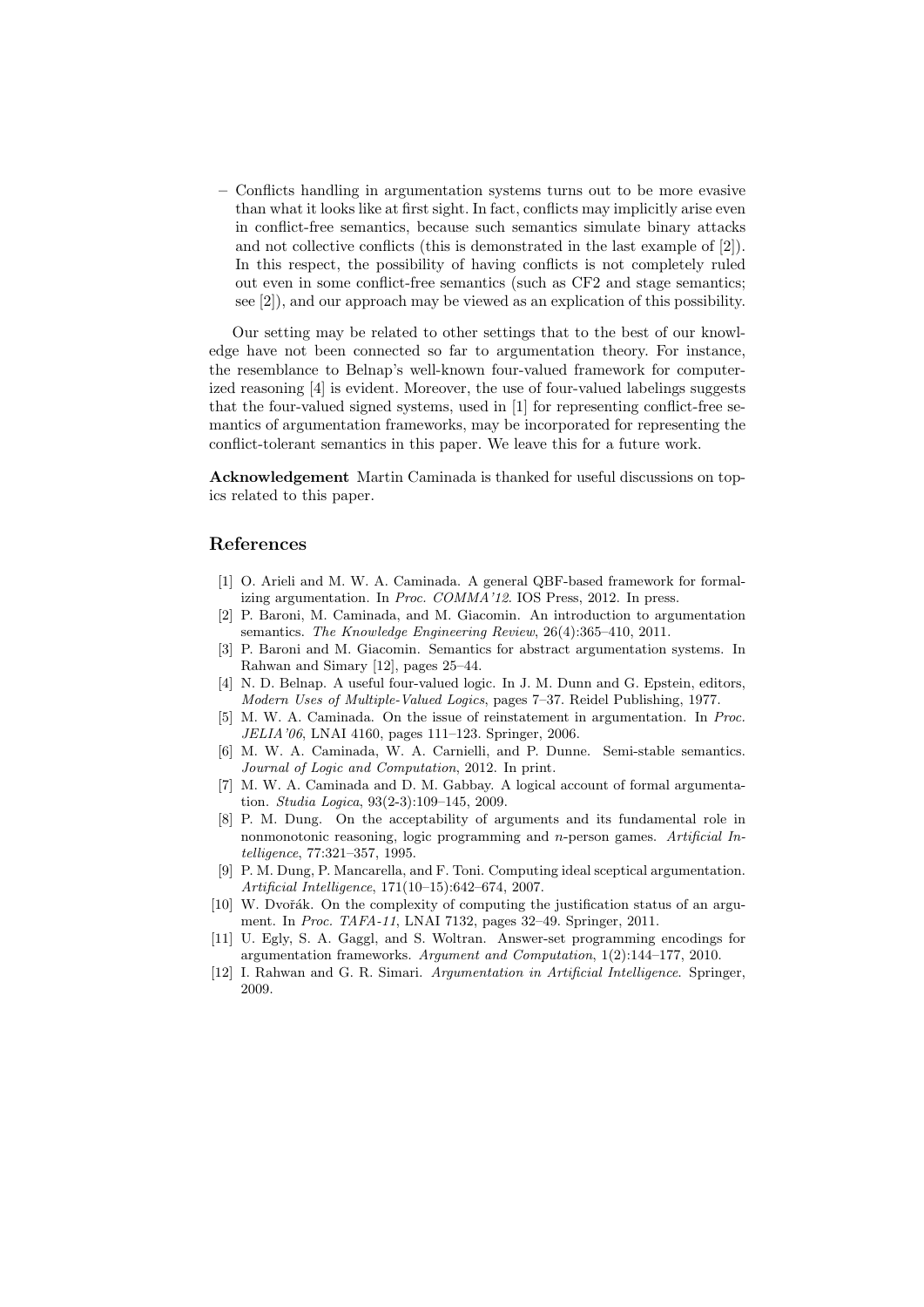– Conflicts handling in argumentation systems turns out to be more evasive than what it looks like at first sight. In fact, conflicts may implicitly arise even in conflict-free semantics, because such semantics simulate binary attacks and not collective conflicts (this is demonstrated in the last example of [2]). In this respect, the possibility of having conflicts is not completely ruled out even in some conflict-free semantics (such as CF2 and stage semantics; see [2]), and our approach may be viewed as an explication of this possibility.

Our setting may be related to other settings that to the best of our knowledge have not been connected so far to argumentation theory. For instance, the resemblance to Belnap's well-known four-valued framework for computerized reasoning [4] is evident. Moreover, the use of four-valued labelings suggests that the four-valued signed systems, used in [1] for representing conflict-free semantics of argumentation frameworks, may be incorporated for representing the conflict-tolerant semantics in this paper. We leave this for a future work.

**Acknowledgement** Martin Caminada is thanked for useful discussions on topics related to this paper.

## References

[1] O. Arieli and M. W. A. Caminada. A general QBF-based framework for formalizing argumentation. In *Proc. COMMA'12*. IOS Press, 2012. In press.

[2] P. Baroni, M. Caminada, and M. Giacomin. An introduction to argumentation semantics. *The Knowledge Engineering Review*, 26(4):365–410, 2011.

[3] P. Baroni and M. Giacomin. Semantics for abstract argumentation systems. In Rahwan and Simary [12], pages 25–44.

[4] N. D. Belnap. A useful four-valued logic. In J. M. Dunn and G. Epstein, editors, *Modern Uses of Multiple-Valued Logics*, pages 7–37. Reidel Publishing, 1977.

[5] M. W. A. Caminada. On the issue of reinstatement in argumentation. In *Proc. JELIA'06*, LNAI 4160, pages 111–123. Springer, 2006.

[6] M. W. A. Caminada, W. A. Carnielli, and P. Dunne. Semi-stable semantics. *Journal of Logic and Computation*, 2012. In print.

[7] M. W. A. Caminada and D. M. Gabbay. A logical account of formal argumentation. *Studia Logica*, 93(2-3):109–145, 2009.

[8] P. M. Dung. On the acceptability of arguments and its fundamental role in nonmonotonic reasoning, logic programming and $n$-person games. *Artificial Intelligence*, 77:321–357, 1995.

[9] P. M. Dung, P. Mancarella, and F. Toni. Computing ideal sceptical argumentation. *Artificial Intelligence*, 171(10–15):642–674, 2007.

[10] W. Dvořák. On the complexity of computing the justification status of an argument. In *Proc. TAFA-11*, LNAI 7132, pages 32–49. Springer, 2011.

[11] U. Egly, S. A. Gaggl, and S. Woltran. Answer-set programming encodings for argumentation frameworks. *Argument and Computation*, 1(2):144–177, 2010.

[12] I. Rahwan and G. R. Simari. *Argumentation in Artificial Intelligence*. Springer, 2009.